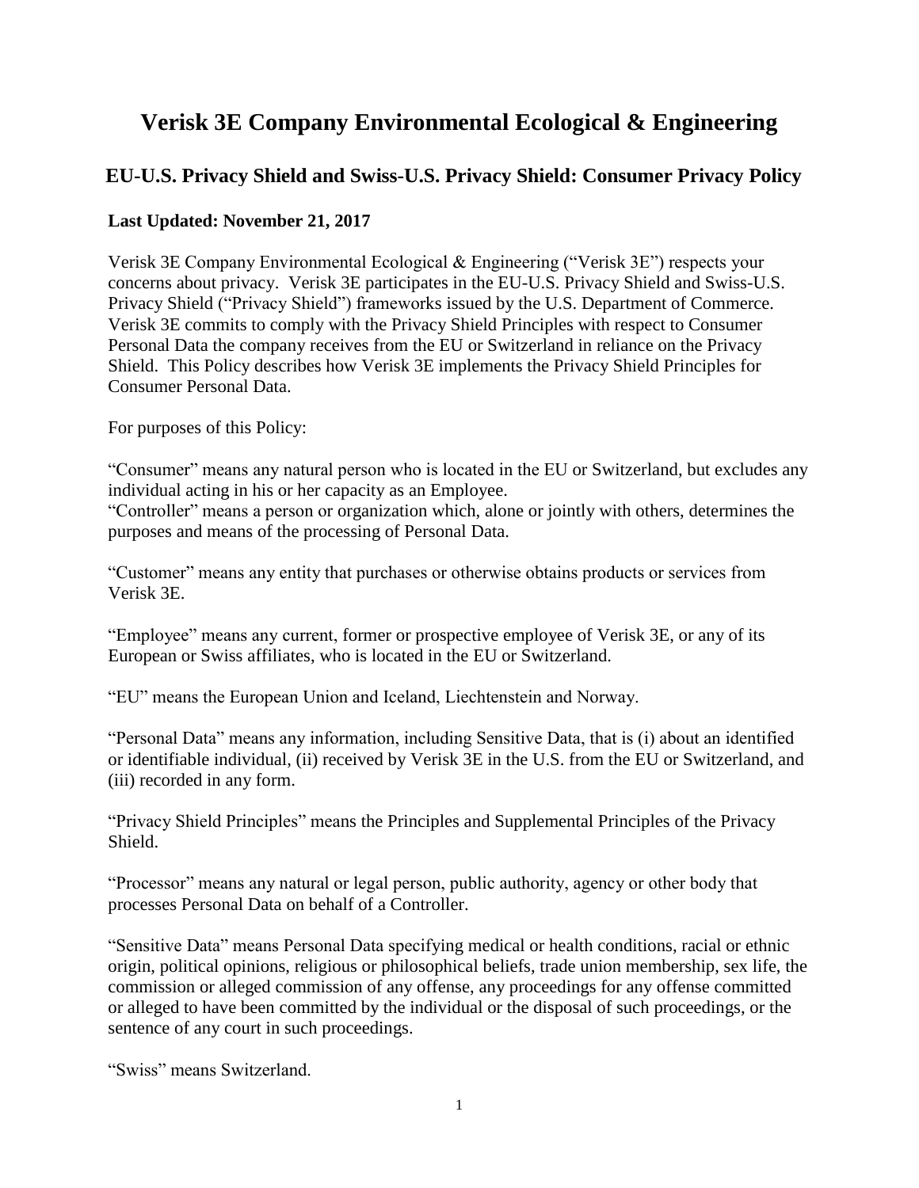# Verisk 3E Company Environmental Ecological & Engineering

## EU-U.S. Privacy Shield and Swiss-U.S. Privacy Shield: Consumer Privacy Policy

**Last Updated: November 21, 2017**

Verisk 3E Company Environmental Ecological & Engineering ("Verisk 3E") respects your concerns about privacy. Verisk 3E participates in the EU-U.S. Privacy Shield and Swiss-U.S. Privacy Shield ("Privacy Shield") frameworks issued by the U.S. Department of Commerce. Verisk 3E commits to comply with the Privacy Shield Principles with respect to Consumer Personal Data the company receives from the EU or Switzerland in reliance on the Privacy Shield. This Policy describes how Verisk 3E implements the Privacy Shield Principles for Consumer Personal Data.

For purposes of this Policy:

"Consumer" means any natural person who is located in the EU or Switzerland, but excludes any individual acting in his or her capacity as an Employee.
"Controller" means a person or organization which, alone or jointly with others, determines the purposes and means of the processing of Personal Data.

"Customer" means any entity that purchases or otherwise obtains products or services from Verisk 3E.

"Employee" means any current, former or prospective employee of Verisk 3E, or any of its European or Swiss affiliates, who is located in the EU or Switzerland.

"EU" means the European Union and Iceland, Liechtenstein and Norway.

"Personal Data" means any information, including Sensitive Data, that is (i) about an identified or identifiable individual, (ii) received by Verisk 3E in the U.S. from the EU or Switzerland, and (iii) recorded in any form.

"Privacy Shield Principles" means the Principles and Supplemental Principles of the Privacy Shield.

"Processor" means any natural or legal person, public authority, agency or other body that processes Personal Data on behalf of a Controller.

"Sensitive Data" means Personal Data specifying medical or health conditions, racial or ethnic origin, political opinions, religious or philosophical beliefs, trade union membership, sex life, the commission or alleged commission of any offense, any proceedings for any offense committed or alleged to have been committed by the individual or the disposal of such proceedings, or the sentence of any court in such proceedings.

"Swiss" means Switzerland.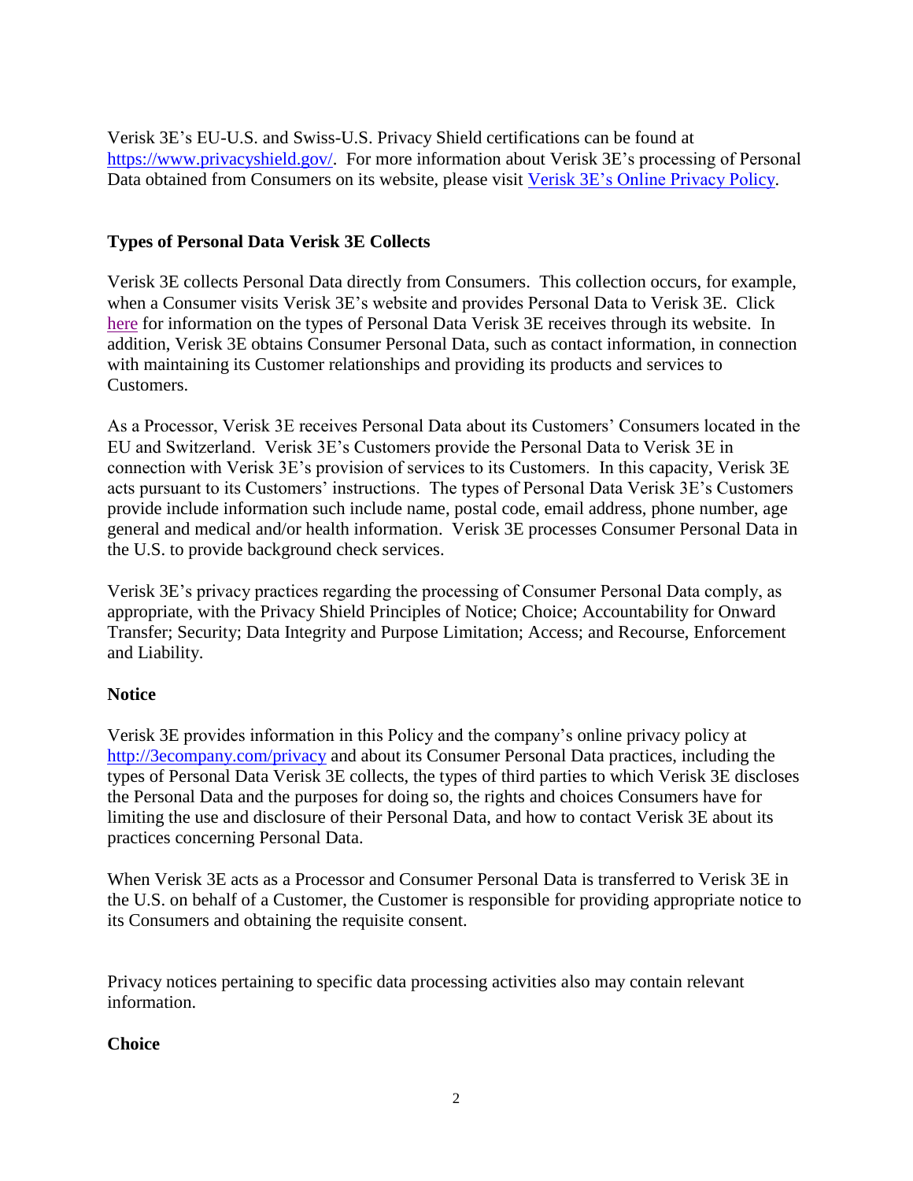Verisk 3E's EU-U.S. and Swiss-U.S. Privacy Shield certifications can be found at [https://www.privacyshield.gov/](https://www.privacyshield.gov/). For more information about Verisk 3E's processing of Personal Data obtained from Consumers on its website, please visit [Verisk 3E's Online Privacy Policy](#).

## Types of Personal Data Verisk 3E Collects

Verisk 3E collects Personal Data directly from Consumers. This collection occurs, for example, when a Consumer visits Verisk 3E's website and provides Personal Data to Verisk 3E. Click [here](#) for information on the types of Personal Data Verisk 3E receives through its website. In addition, Verisk 3E obtains Consumer Personal Data, such as contact information, in connection with maintaining its Customer relationships and providing its products and services to Customers.

As a Processor, Verisk 3E receives Personal Data about its Customers' Consumers located in the EU and Switzerland. Verisk 3E's Customers provide the Personal Data to Verisk 3E in connection with Verisk 3E's provision of services to its Customers. In this capacity, Verisk 3E acts pursuant to its Customers' instructions. The types of Personal Data Verisk 3E's Customers provide include information such include name, postal code, email address, phone number, age general and medical and/or health information. Verisk 3E processes Consumer Personal Data in the U.S. to provide background check services.

Verisk 3E's privacy practices regarding the processing of Consumer Personal Data comply, as appropriate, with the Privacy Shield Principles of Notice; Choice; Accountability for Onward Transfer; Security; Data Integrity and Purpose Limitation; Access; and Recourse, Enforcement and Liability.

## Notice

Verisk 3E provides information in this Policy and the company's online privacy policy at [http://3ecompany.com/privacy](http://3ecompany.com/privacy) and about its Consumer Personal Data practices, including the types of Personal Data Verisk 3E collects, the types of third parties to which Verisk 3E discloses the Personal Data and the purposes for doing so, the rights and choices Consumers have for limiting the use and disclosure of their Personal Data, and how to contact Verisk 3E about its practices concerning Personal Data.

When Verisk 3E acts as a Processor and Consumer Personal Data is transferred to Verisk 3E in the U.S. on behalf of a Customer, the Customer is responsible for providing appropriate notice to its Consumers and obtaining the requisite consent.

Privacy notices pertaining to specific data processing activities also may contain relevant information.

## Choice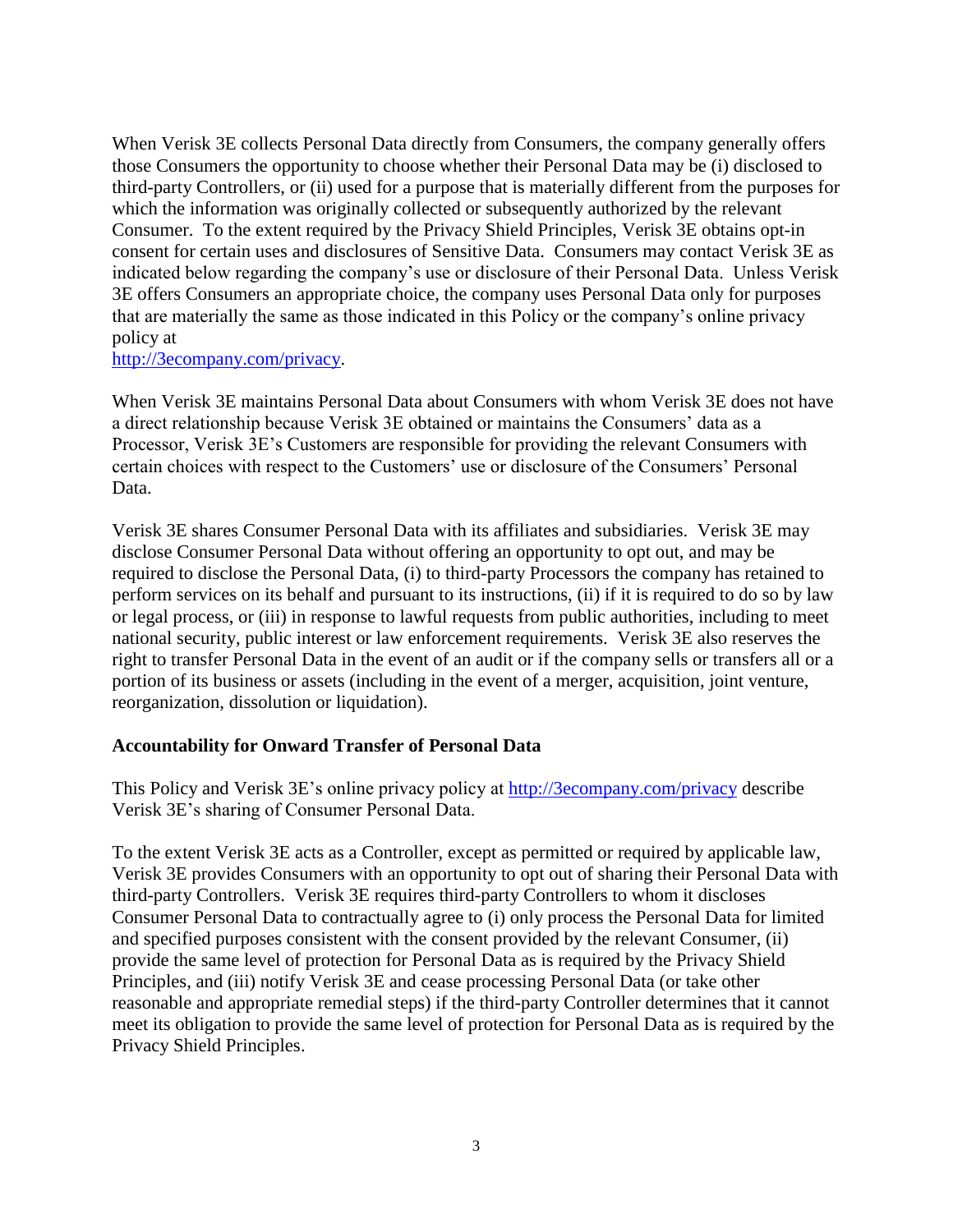When Verisk 3E collects Personal Data directly from Consumers, the company generally offers those Consumers the opportunity to choose whether their Personal Data may be (i) disclosed to third-party Controllers, or (ii) used for a purpose that is materially different from the purposes for which the information was originally collected or subsequently authorized by the relevant Consumer. To the extent required by the Privacy Shield Principles, Verisk 3E obtains opt-in consent for certain uses and disclosures of Sensitive Data. Consumers may contact Verisk 3E as indicated below regarding the company's use or disclosure of their Personal Data. Unless Verisk 3E offers Consumers an appropriate choice, the company uses Personal Data only for purposes that are materially the same as those indicated in this Policy or the company's online privacy policy at
[http://3ecompany.com/privacy](http://3ecompany.com/privacy).

When Verisk 3E maintains Personal Data about Consumers with whom Verisk 3E does not have a direct relationship because Verisk 3E obtained or maintains the Consumers' data as a Processor, Verisk 3E's Customers are responsible for providing the relevant Consumers with certain choices with respect to the Customers' use or disclosure of the Consumers' Personal Data.

Verisk 3E shares Consumer Personal Data with its affiliates and subsidiaries. Verisk 3E may disclose Consumer Personal Data without offering an opportunity to opt out, and may be required to disclose the Personal Data, (i) to third-party Processors the company has retained to perform services on its behalf and pursuant to its instructions, (ii) if it is required to do so by law or legal process, or (iii) in response to lawful requests from public authorities, including to meet national security, public interest or law enforcement requirements. Verisk 3E also reserves the right to transfer Personal Data in the event of an audit or if the company sells or transfers all or a portion of its business or assets (including in the event of a merger, acquisition, joint venture, reorganization, dissolution or liquidation).

**Accountability for Onward Transfer of Personal Data**

This Policy and Verisk 3E's online privacy policy at [http://3ecompany.com/privacy](http://3ecompany.com/privacy) describe Verisk 3E's sharing of Consumer Personal Data.

To the extent Verisk 3E acts as a Controller, except as permitted or required by applicable law, Verisk 3E provides Consumers with an opportunity to opt out of sharing their Personal Data with third-party Controllers. Verisk 3E requires third-party Controllers to whom it discloses Consumer Personal Data to contractually agree to (i) only process the Personal Data for limited and specified purposes consistent with the consent provided by the relevant Consumer, (ii) provide the same level of protection for Personal Data as is required by the Privacy Shield Principles, and (iii) notify Verisk 3E and cease processing Personal Data (or take other reasonable and appropriate remedial steps) if the third-party Controller determines that it cannot meet its obligation to provide the same level of protection for Personal Data as is required by the Privacy Shield Principles.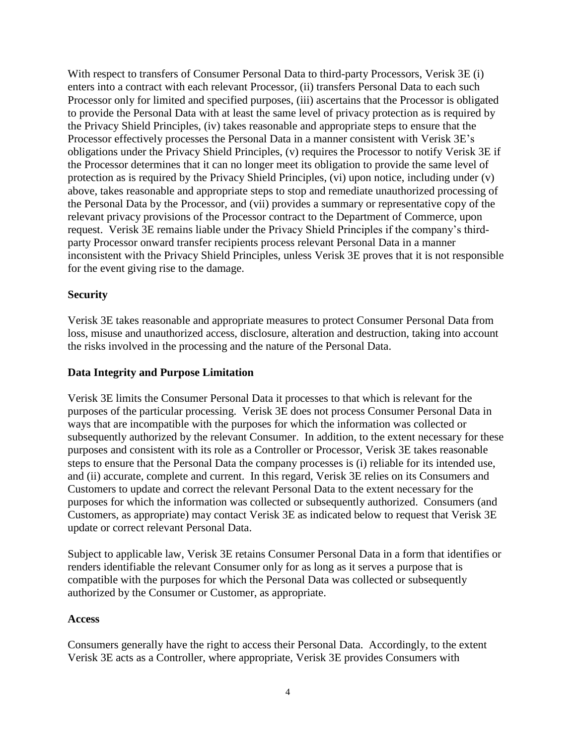With respect to transfers of Consumer Personal Data to third-party Processors, Verisk 3E (i) enters into a contract with each relevant Processor, (ii) transfers Personal Data to each such Processor only for limited and specified purposes, (iii) ascertains that the Processor is obligated to provide the Personal Data with at least the same level of privacy protection as is required by the Privacy Shield Principles, (iv) takes reasonable and appropriate steps to ensure that the Processor effectively processes the Personal Data in a manner consistent with Verisk 3E's obligations under the Privacy Shield Principles, (v) requires the Processor to notify Verisk 3E if the Processor determines that it can no longer meet its obligation to provide the same level of protection as is required by the Privacy Shield Principles, (vi) upon notice, including under (v) above, takes reasonable and appropriate steps to stop and remediate unauthorized processing of the Personal Data by the Processor, and (vii) provides a summary or representative copy of the relevant privacy provisions of the Processor contract to the Department of Commerce, upon request. Verisk 3E remains liable under the Privacy Shield Principles if the company's third-party Processor onward transfer recipients process relevant Personal Data in a manner inconsistent with the Privacy Shield Principles, unless Verisk 3E proves that it is not responsible for the event giving rise to the damage.

**Security**

Verisk 3E takes reasonable and appropriate measures to protect Consumer Personal Data from loss, misuse and unauthorized access, disclosure, alteration and destruction, taking into account the risks involved in the processing and the nature of the Personal Data.

**Data Integrity and Purpose Limitation**

Verisk 3E limits the Consumer Personal Data it processes to that which is relevant for the purposes of the particular processing. Verisk 3E does not process Consumer Personal Data in ways that are incompatible with the purposes for which the information was collected or subsequently authorized by the relevant Consumer. In addition, to the extent necessary for these purposes and consistent with its role as a Controller or Processor, Verisk 3E takes reasonable steps to ensure that the Personal Data the company processes is (i) reliable for its intended use, and (ii) accurate, complete and current. In this regard, Verisk 3E relies on its Consumers and Customers to update and correct the relevant Personal Data to the extent necessary for the purposes for which the information was collected or subsequently authorized. Consumers (and Customers, as appropriate) may contact Verisk 3E as indicated below to request that Verisk 3E update or correct relevant Personal Data.

Subject to applicable law, Verisk 3E retains Consumer Personal Data in a form that identifies or renders identifiable the relevant Consumer only for as long as it serves a purpose that is compatible with the purposes for which the Personal Data was collected or subsequently authorized by the Consumer or Customer, as appropriate.

**Access**

Consumers generally have the right to access their Personal Data. Accordingly, to the extent Verisk 3E acts as a Controller, where appropriate, Verisk 3E provides Consumers with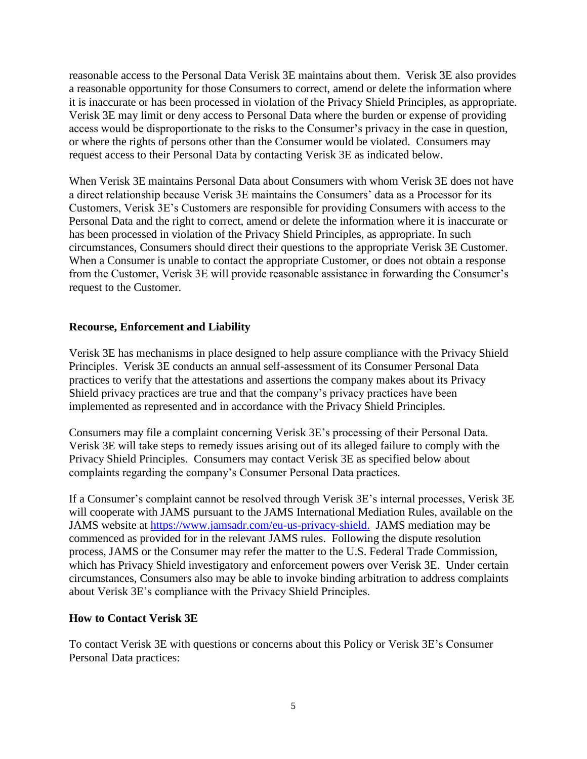reasonable access to the Personal Data Verisk 3E maintains about them. Verisk 3E also provides a reasonable opportunity for those Consumers to correct, amend or delete the information where it is inaccurate or has been processed in violation of the Privacy Shield Principles, as appropriate. Verisk 3E may limit or deny access to Personal Data where the burden or expense of providing access would be disproportionate to the risks to the Consumer's privacy in the case in question, or where the rights of persons other than the Consumer would be violated. Consumers may request access to their Personal Data by contacting Verisk 3E as indicated below.

When Verisk 3E maintains Personal Data about Consumers with whom Verisk 3E does not have a direct relationship because Verisk 3E maintains the Consumers' data as a Processor for its Customers, Verisk 3E's Customers are responsible for providing Consumers with access to the Personal Data and the right to correct, amend or delete the information where it is inaccurate or has been processed in violation of the Privacy Shield Principles, as appropriate. In such circumstances, Consumers should direct their questions to the appropriate Verisk 3E Customer. When a Consumer is unable to contact the appropriate Customer, or does not obtain a response from the Customer, Verisk 3E will provide reasonable assistance in forwarding the Consumer's request to the Customer.

**Recourse, Enforcement and Liability**

Verisk 3E has mechanisms in place designed to help assure compliance with the Privacy Shield Principles. Verisk 3E conducts an annual self-assessment of its Consumer Personal Data practices to verify that the attestations and assertions the company makes about its Privacy Shield privacy practices are true and that the company's privacy practices have been implemented as represented and in accordance with the Privacy Shield Principles.

Consumers may file a complaint concerning Verisk 3E's processing of their Personal Data. Verisk 3E will take steps to remedy issues arising out of its alleged failure to comply with the Privacy Shield Principles. Consumers may contact Verisk 3E as specified below about complaints regarding the company's Consumer Personal Data practices.

If a Consumer's complaint cannot be resolved through Verisk 3E's internal processes, Verisk 3E will cooperate with JAMS pursuant to the JAMS International Mediation Rules, available on the JAMS website at [https://www.jamsadr.com/eu-us-privacy-shield.](https://www.jamsadr.com/eu-us-privacy-shield) JAMS mediation may be commenced as provided for in the relevant JAMS rules. Following the dispute resolution process, JAMS or the Consumer may refer the matter to the U.S. Federal Trade Commission, which has Privacy Shield investigatory and enforcement powers over Verisk 3E. Under certain circumstances, Consumers also may be able to invoke binding arbitration to address complaints about Verisk 3E's compliance with the Privacy Shield Principles.

**How to Contact Verisk 3E**

To contact Verisk 3E with questions or concerns about this Policy or Verisk 3E's Consumer Personal Data practices: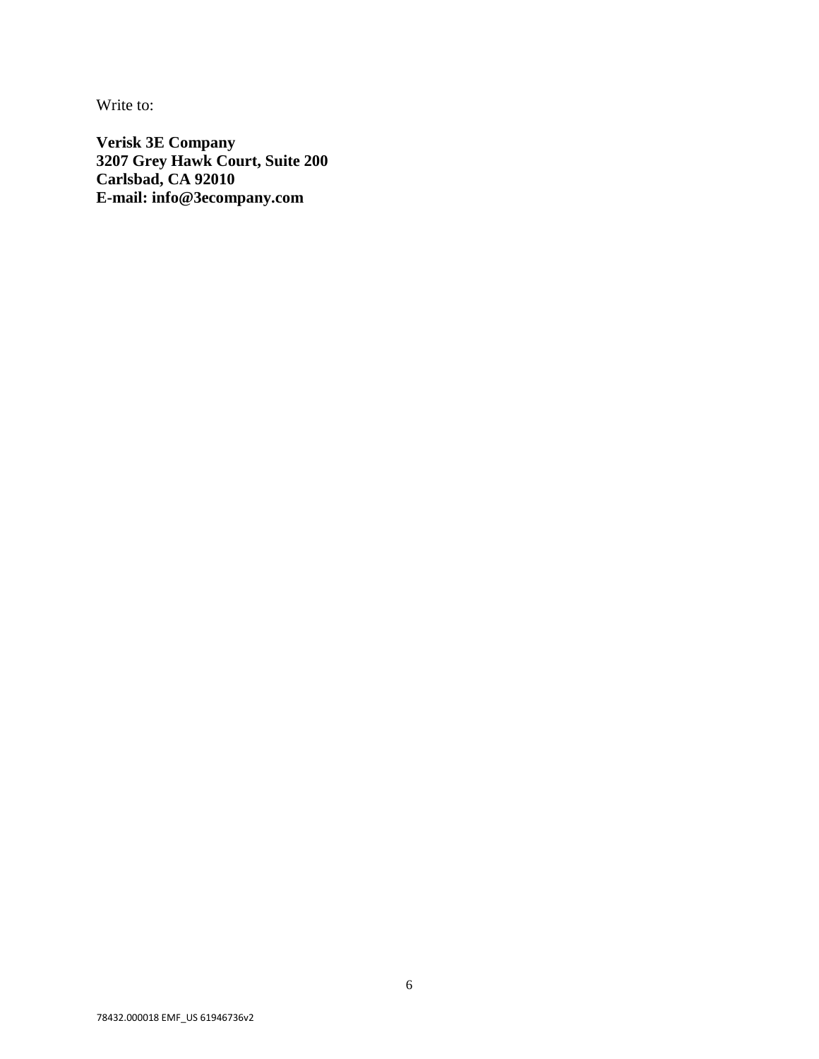Write to:

**Verisk 3E Company**
**3207 Grey Hawk Court, Suite 200**
**Carlsbad, CA 92010**
**E-mail: info@3ecompany.com**

78432.000018 EMF_US 61946736v2